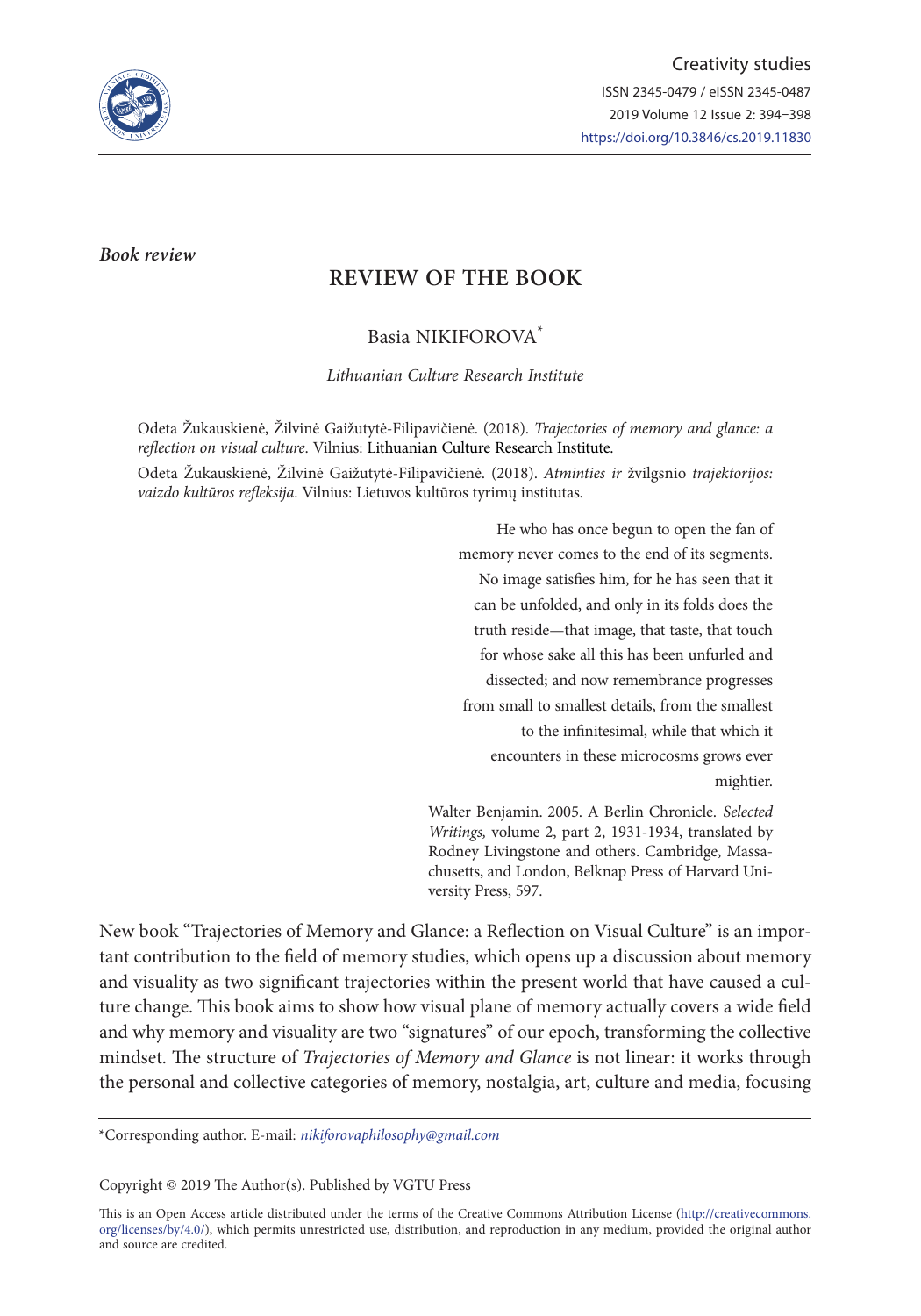*Book review*

# REVIEW OF THE BOOK

Basia NIKIFOROVA*

*Lithuanian Culture Research Institute*

Odeta Žukauskienė, Žilvinė Gaižutytė-Filipavičienė. (2018). *Trajectories of memory and glance: a reflection on visual culture*. Vilnius: Lithuanian Culture Research Institute.

Odeta Žukauskienė, Žilvinė Gaižutytė-Filipavičienė. (2018). *Atminties ir* žvilgsnio *trajektorijos: vaizdo kultūros refleksija*. Vilnius: Lietuvos kultūros tyrimų institutas.

> He who has once begun to open the fan of memory never comes to the end of its segments. No image satisfies him, for he has seen that it can be unfolded, and only in its folds does the truth reside—that image, that taste, that touch for whose sake all this has been unfurled and dissected; and now remembrance progresses from small to smallest details, from the smallest to the infinitesimal, while that which it encounters in these microcosms grows ever mightier.
>
> Walter Benjamin. 2005. A Berlin Chronicle. *Selected Writings,* volume 2, part 2, 1931-1934, translated by Rodney Livingstone and others. Cambridge, Massachusetts, and London, Belknap Press of Harvard University Press, 597.

New book "Trajectories of Memory and Glance: a Reflection on Visual Culture" is an important contribution to the field of memory studies, which opens up a discussion about memory and visuality as two significant trajectories within the present world that have caused a culture change. This book aims to show how visual plane of memory actually covers a wide field and why memory and visuality are two "signatures" of our epoch, transforming the collective mindset. The structure of *Trajectories of Memory and Glance* is not linear: it works through the personal and collective categories of memory, nostalgia, art, culture and media, focusing

---

*Corresponding author. E-mail: *nikiforovaphilosophy@gmail.com*

Copyright © 2019 The Author(s). Published by VGTU Press

This is an Open Access article distributed under the terms of the Creative Commons Attribution License (http://creativecommons.org/licenses/by/4.0/), which permits unrestricted use, distribution, and reproduction in any medium, provided the original author and source are credited.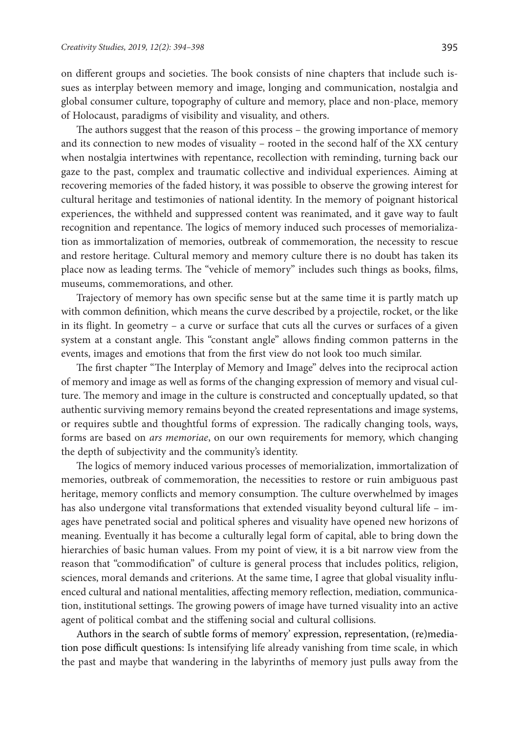on different groups and societies. The book consists of nine chapters that include such issues as interplay between memory and image, longing and communication, nostalgia and global consumer culture, topography of culture and memory, place and non-place, memory of Holocaust, paradigms of visibility and visuality, and others.

The authors suggest that the reason of this process – the growing importance of memory and its connection to new modes of visuality – rooted in the second half of the XX century when nostalgia intertwines with repentance, recollection with reminding, turning back our gaze to the past, complex and traumatic collective and individual experiences. Aiming at recovering memories of the faded history, it was possible to observe the growing interest for cultural heritage and testimonies of national identity. In the memory of poignant historical experiences, the withheld and suppressed content was reanimated, and it gave way to fault recognition and repentance. The logics of memory induced such processes of memorialization as immortalization of memories, outbreak of commemoration, the necessity to rescue and restore heritage. Cultural memory and memory culture there is no doubt has taken its place now as leading terms. The "vehicle of memory" includes such things as books, films, museums, commemorations, and other.

Trajectory of memory has own specific sense but at the same time it is partly match up with common definition, which means the curve described by a projectile, rocket, or the like in its flight. In geometry – a curve or surface that cuts all the curves or surfaces of a given system at a constant angle. This "constant angle" allows finding common patterns in the events, images and emotions that from the first view do not look too much similar.

The first chapter "The Interplay of Memory and Image" delves into the reciprocal action of memory and image as well as forms of the changing expression of memory and visual culture. The memory and image in the culture is constructed and conceptually updated, so that authentic surviving memory remains beyond the created representations and image systems, or requires subtle and thoughtful forms of expression. The radically changing tools, ways, forms are based on *ars memoriae*, on our own requirements for memory, which changing the depth of subjectivity and the community's identity.

The logics of memory induced various processes of memorialization, immortalization of memories, outbreak of commemoration, the necessities to restore or ruin ambiguous past heritage, memory conflicts and memory consumption. The culture overwhelmed by images has also undergone vital transformations that extended visuality beyond cultural life – images have penetrated social and political spheres and visuality have opened new horizons of meaning. Eventually it has become a culturally legal form of capital, able to bring down the hierarchies of basic human values. From my point of view, it is a bit narrow view from the reason that "commodification" of culture is general process that includes politics, religion, sciences, moral demands and criterions. At the same time, I agree that global visuality influenced cultural and national mentalities, affecting memory reflection, mediation, communication, institutional settings. The growing powers of image have turned visuality into an active agent of political combat and the stiffening social and cultural collisions.

Authors in the search of subtle forms of memory' expression, representation, (re)mediation pose difficult questions: Is intensifying life already vanishing from time scale, in which the past and maybe that wandering in the labyrinths of memory just pulls away from the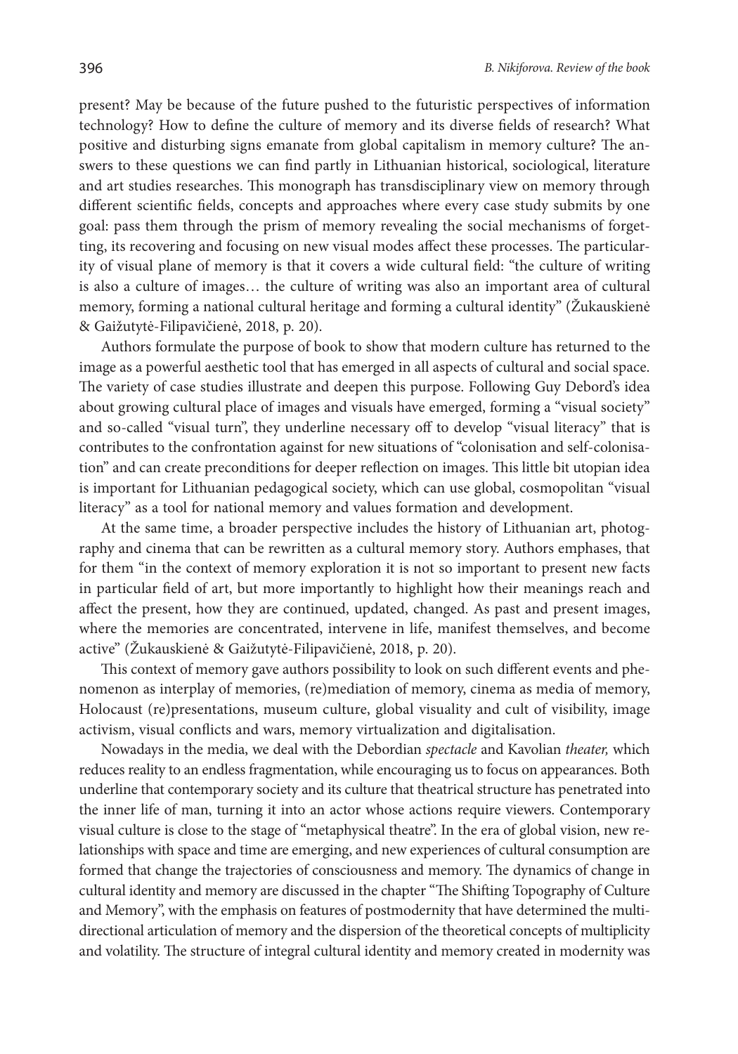present? May be because of the future pushed to the futuristic perspectives of information technology? How to define the culture of memory and its diverse fields of research? What positive and disturbing signs emanate from global capitalism in memory culture? The answers to these questions we can find partly in Lithuanian historical, sociological, literature and art studies researches. This monograph has transdisciplinary view on memory through different scientific fields, concepts and approaches where every case study submits by one goal: pass them through the prism of memory revealing the social mechanisms of forgetting, its recovering and focusing on new visual modes affect these processes. The particularity of visual plane of memory is that it covers a wide cultural field: "the culture of writing is also a culture of images… the culture of writing was also an important area of cultural memory, forming a national cultural heritage and forming a cultural identity" (Žukauskienė & Gaižutytė-Filipavičienė, 2018, p. 20).

Authors formulate the purpose of book to show that modern culture has returned to the image as a powerful aesthetic tool that has emerged in all aspects of cultural and social space. The variety of case studies illustrate and deepen this purpose. Following Guy Debord's idea about growing cultural place of images and visuals have emerged, forming a "visual society" and so-called "visual turn", they underline necessary off to develop "visual literacy" that is contributes to the confrontation against for new situations of "colonisation and self-colonisation" and can create preconditions for deeper reflection on images. This little bit utopian idea is important for Lithuanian pedagogical society, which can use global, cosmopolitan "visual literacy" as a tool for national memory and values formation and development.

At the same time, a broader perspective includes the history of Lithuanian art, photography and cinema that can be rewritten as a cultural memory story. Authors emphases, that for them "in the context of memory exploration it is not so important to present new facts in particular field of art, but more importantly to highlight how their meanings reach and affect the present, how they are continued, updated, changed. As past and present images, where the memories are concentrated, intervene in life, manifest themselves, and become active" (Žukauskienė & Gaižutytė-Filipavičienė, 2018, p. 20).

This context of memory gave authors possibility to look on such different events and phenomenon as interplay of memories, (re)mediation of memory, cinema as media of memory, Holocaust (re)presentations, museum culture, global visuality and cult of visibility, image activism, visual conflicts and wars, memory virtualization and digitalisation.

Nowadays in the media, we deal with the Debordian *spectacle* and Kavolian *theater,* which reduces reality to an endless fragmentation, while encouraging us to focus on appearances. Both underline that contemporary society and its culture that theatrical structure has penetrated into the inner life of man, turning it into an actor whose actions require viewers. Contemporary visual culture is close to the stage of "metaphysical theatre". In the era of global vision, new relationships with space and time are emerging, and new experiences of cultural consumption are formed that change the trajectories of consciousness and memory. The dynamics of change in cultural identity and memory are discussed in the chapter "The Shifting Topography of Culture and Memory", with the emphasis on features of postmodernity that have determined the multidirectional articulation of memory and the dispersion of the theoretical concepts of multiplicity and volatility. The structure of integral cultural identity and memory created in modernity was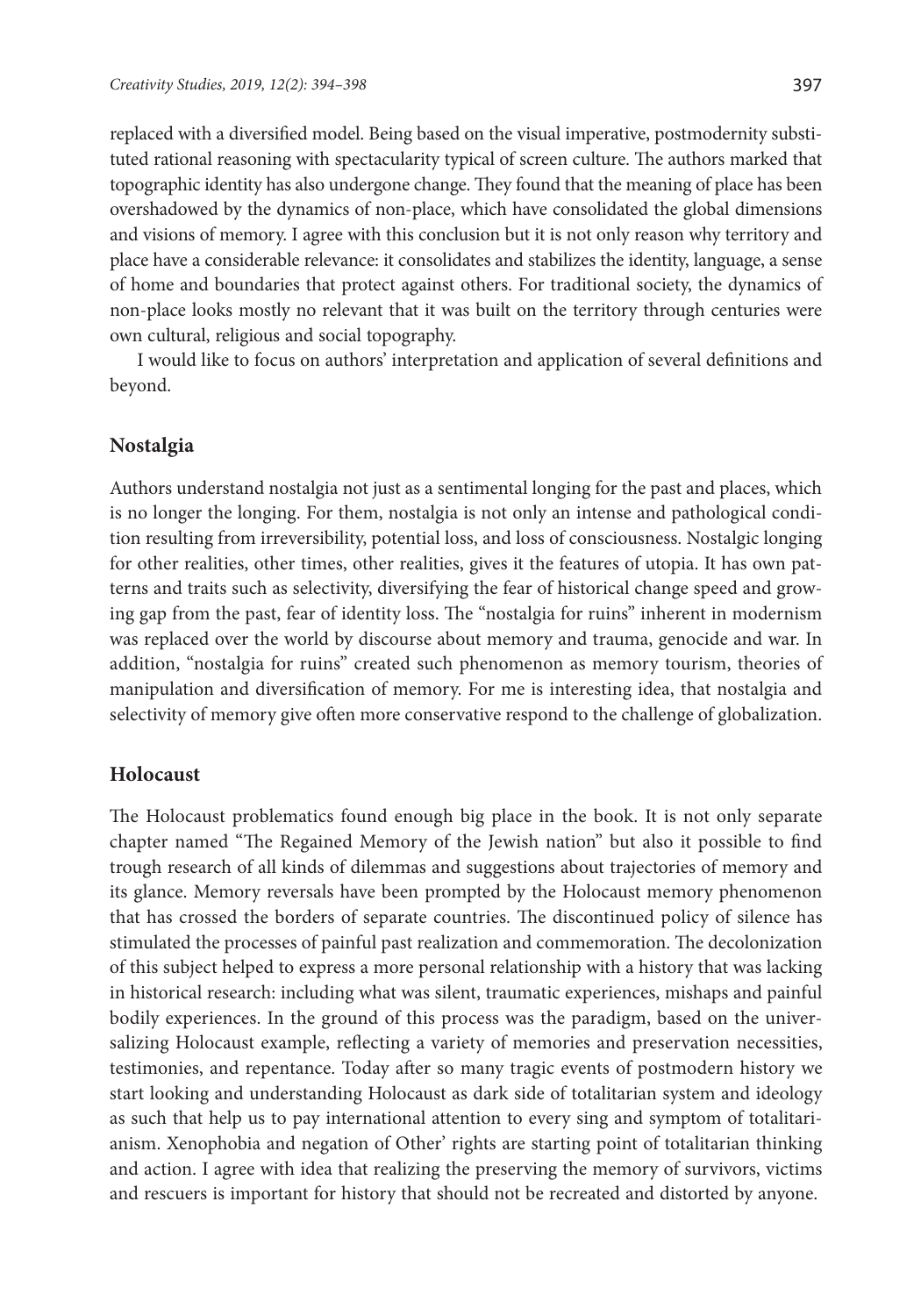replaced with a diversified model. Being based on the visual imperative, postmodernity substituted rational reasoning with spectacularity typical of screen culture. The authors marked that topographic identity has also undergone change. They found that the meaning of place has been overshadowed by the dynamics of non-place, which have consolidated the global dimensions and visions of memory. I agree with this conclusion but it is not only reason why territory and place have a considerable relevance: it consolidates and stabilizes the identity, language, a sense of home and boundaries that protect against others. For traditional society, the dynamics of non-place looks mostly no relevant that it was built on the territory through centuries were own cultural, religious and social topography.

I would like to focus on authors' interpretation and application of several definitions and beyond.

## Nostalgia

Authors understand nostalgia not just as a sentimental longing for the past and places, which is no longer the longing. For them, nostalgia is not only an intense and pathological condition resulting from irreversibility, potential loss, and loss of consciousness. Nostalgic longing for other realities, other times, other realities, gives it the features of utopia. It has own patterns and traits such as selectivity, diversifying the fear of historical change speed and growing gap from the past, fear of identity loss. The "nostalgia for ruins" inherent in modernism was replaced over the world by discourse about memory and trauma, genocide and war. In addition, "nostalgia for ruins" created such phenomenon as memory tourism, theories of manipulation and diversification of memory. For me is interesting idea, that nostalgia and selectivity of memory give often more conservative respond to the challenge of globalization.

## Holocaust

The Holocaust problematics found enough big place in the book. It is not only separate chapter named "The Regained Memory of the Jewish nation" but also it possible to find trough research of all kinds of dilemmas and suggestions about trajectories of memory and its glance. Memory reversals have been prompted by the Holocaust memory phenomenon that has crossed the borders of separate countries. The discontinued policy of silence has stimulated the processes of painful past realization and commemoration. The decolonization of this subject helped to express a more personal relationship with a history that was lacking in historical research: including what was silent, traumatic experiences, mishaps and painful bodily experiences. In the ground of this process was the paradigm, based on the universalizing Holocaust example, reflecting a variety of memories and preservation necessities, testimonies, and repentance. Today after so many tragic events of postmodern history we start looking and understanding Holocaust as dark side of totalitarian system and ideology as such that help us to pay international attention to every sing and symptom of totalitarianism. Xenophobia and negation of Other' rights are starting point of totalitarian thinking and action. I agree with idea that realizing the preserving the memory of survivors, victims and rescuers is important for history that should not be recreated and distorted by anyone.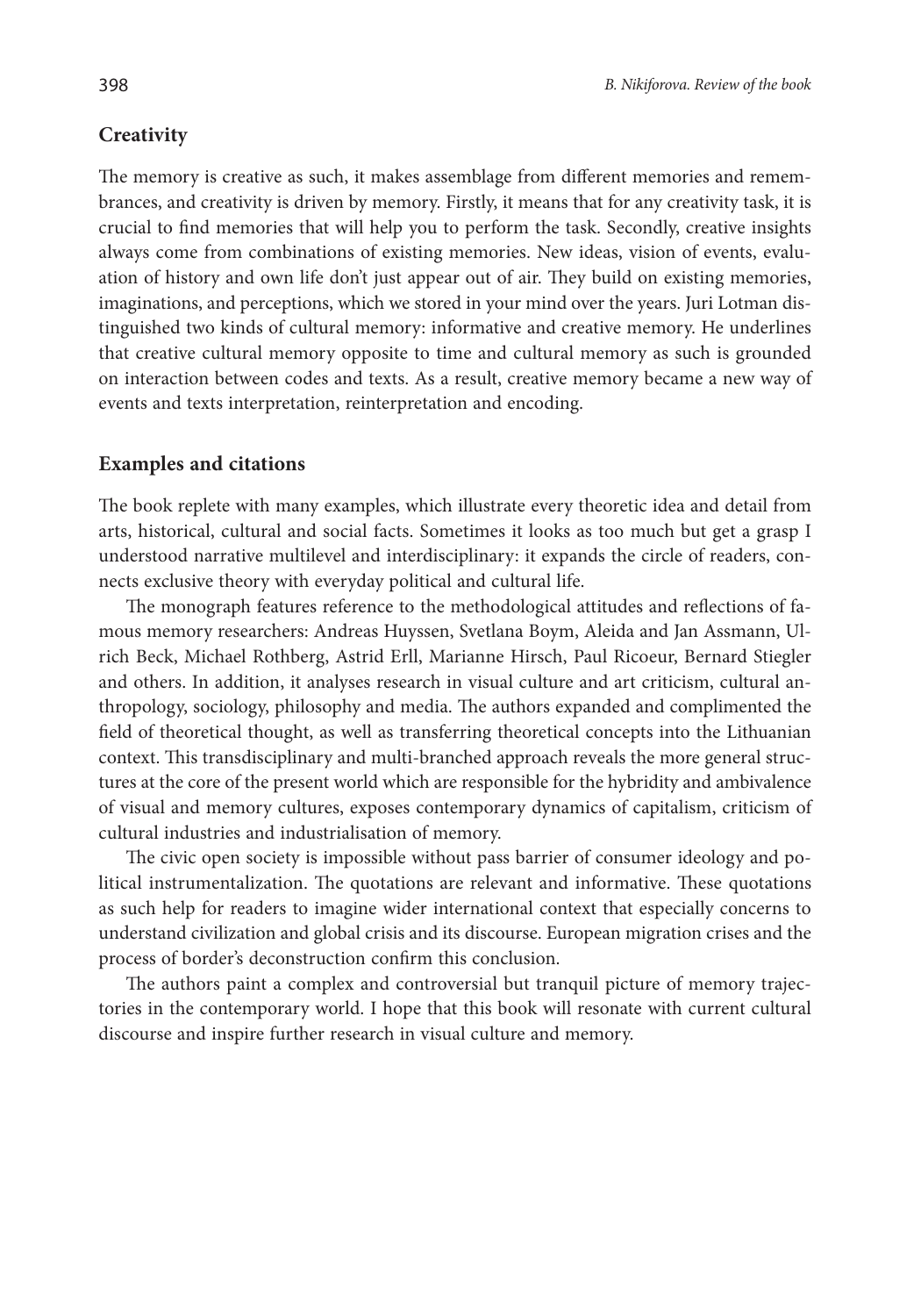## Creativity

The memory is creative as such, it makes assemblage from different memories and remembrances, and creativity is driven by memory. Firstly, it means that for any creativity task, it is crucial to find memories that will help you to perform the task. Secondly, creative insights always come from combinations of existing memories. New ideas, vision of events, evaluation of history and own life don't just appear out of air. They build on existing memories, imaginations, and perceptions, which we stored in your mind over the years. Juri Lotman distinguished two kinds of cultural memory: informative and creative memory. He underlines that creative cultural memory opposite to time and cultural memory as such is grounded on interaction between codes and texts. As a result, creative memory became a new way of events and texts interpretation, reinterpretation and encoding.

## Examples and citations

The book replete with many examples, which illustrate every theoretic idea and detail from arts, historical, cultural and social facts. Sometimes it looks as too much but get a grasp I understood narrative multilevel and interdisciplinary: it expands the circle of readers, connects exclusive theory with everyday political and cultural life.

The monograph features reference to the methodological attitudes and reflections of famous memory researchers: Andreas Huyssen, Svetlana Boym, Aleida and Jan Assmann, Ulrich Beck, Michael Rothberg, Astrid Erll, Marianne Hirsch, Paul Ricoeur, Bernard Stiegler and others. In addition, it analyses research in visual culture and art criticism, cultural anthropology, sociology, philosophy and media. The authors expanded and complimented the field of theoretical thought, as well as transferring theoretical concepts into the Lithuanian context. This transdisciplinary and multi-branched approach reveals the more general structures at the core of the present world which are responsible for the hybridity and ambivalence of visual and memory cultures, exposes contemporary dynamics of capitalism, criticism of cultural industries and industrialisation of memory.

The civic open society is impossible without pass barrier of consumer ideology and political instrumentalization. The quotations are relevant and informative. These quotations as such help for readers to imagine wider international context that especially concerns to understand civilization and global crisis and its discourse. European migration crises and the process of border's deconstruction confirm this conclusion.

The authors paint a complex and controversial but tranquil picture of memory trajectories in the contemporary world. I hope that this book will resonate with current cultural discourse and inspire further research in visual culture and memory.